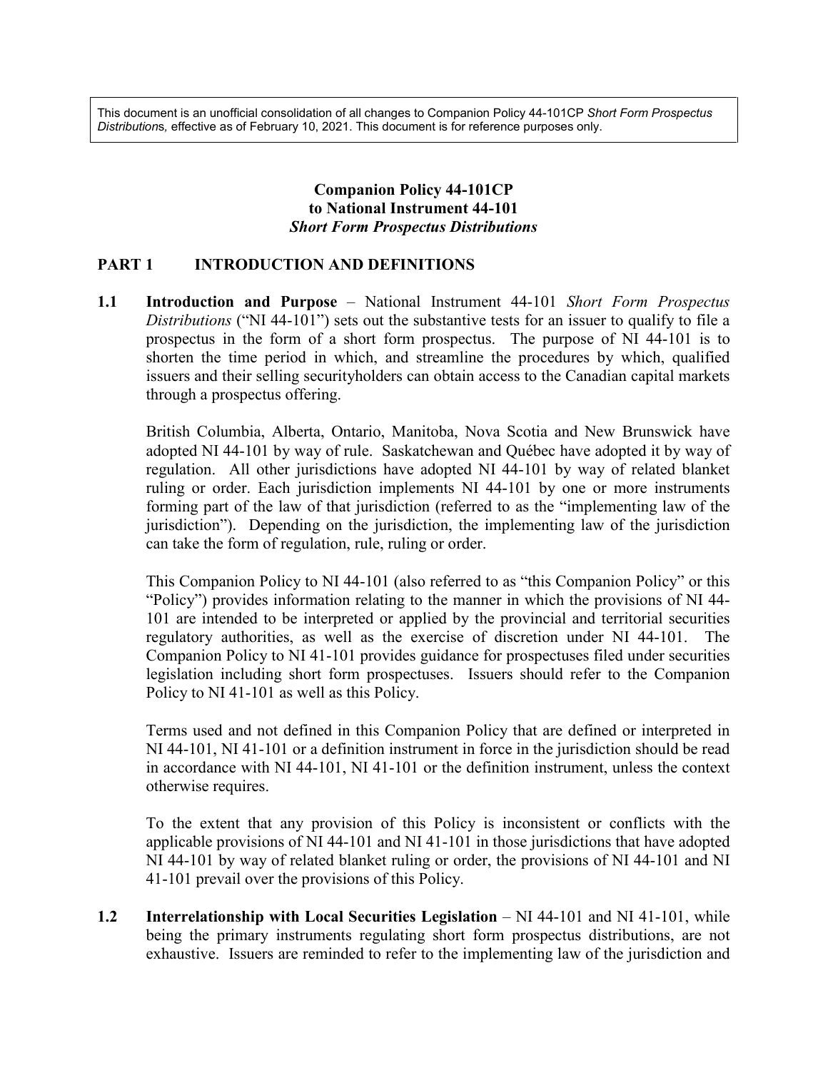This document is an unofficial consolidation of all changes to Companion Policy 44-101CP *Short Form Prospectus Distributions,* effective as of February 10, 2021. This document is for reference purposes only.

# Companion Policy 44-101CP
# to National Instrument 44-101
# *Short Form Prospectus Distributions*

## PART 1 INTRODUCTION AND DEFINITIONS

**1.1 Introduction and Purpose** – National Instrument 44-101 *Short Form Prospectus Distributions* ("NI 44-101") sets out the substantive tests for an issuer to qualify to file a prospectus in the form of a short form prospectus. The purpose of NI 44-101 is to shorten the time period in which, and streamline the procedures by which, qualified issuers and their selling securityholders can obtain access to the Canadian capital markets through a prospectus offering.

British Columbia, Alberta, Ontario, Manitoba, Nova Scotia and New Brunswick have adopted NI 44-101 by way of rule. Saskatchewan and Québec have adopted it by way of regulation. All other jurisdictions have adopted NI 44-101 by way of related blanket ruling or order. Each jurisdiction implements NI 44-101 by one or more instruments forming part of the law of that jurisdiction (referred to as the "implementing law of the jurisdiction"). Depending on the jurisdiction, the implementing law of the jurisdiction can take the form of regulation, rule, ruling or order.

This Companion Policy to NI 44-101 (also referred to as "this Companion Policy" or this "Policy") provides information relating to the manner in which the provisions of NI 44-101 are intended to be interpreted or applied by the provincial and territorial securities regulatory authorities, as well as the exercise of discretion under NI 44-101. The Companion Policy to NI 41-101 provides guidance for prospectuses filed under securities legislation including short form prospectuses. Issuers should refer to the Companion Policy to NI 41-101 as well as this Policy.

Terms used and not defined in this Companion Policy that are defined or interpreted in NI 44-101, NI 41-101 or a definition instrument in force in the jurisdiction should be read in accordance with NI 44-101, NI 41-101 or the definition instrument, unless the context otherwise requires.

To the extent that any provision of this Policy is inconsistent or conflicts with the applicable provisions of NI 44-101 and NI 41-101 in those jurisdictions that have adopted NI 44-101 by way of related blanket ruling or order, the provisions of NI 44-101 and NI 41-101 prevail over the provisions of this Policy.

**1.2 Interrelationship with Local Securities Legislation** – NI 44-101 and NI 41-101, while being the primary instruments regulating short form prospectus distributions, are not exhaustive. Issuers are reminded to refer to the implementing law of the jurisdiction and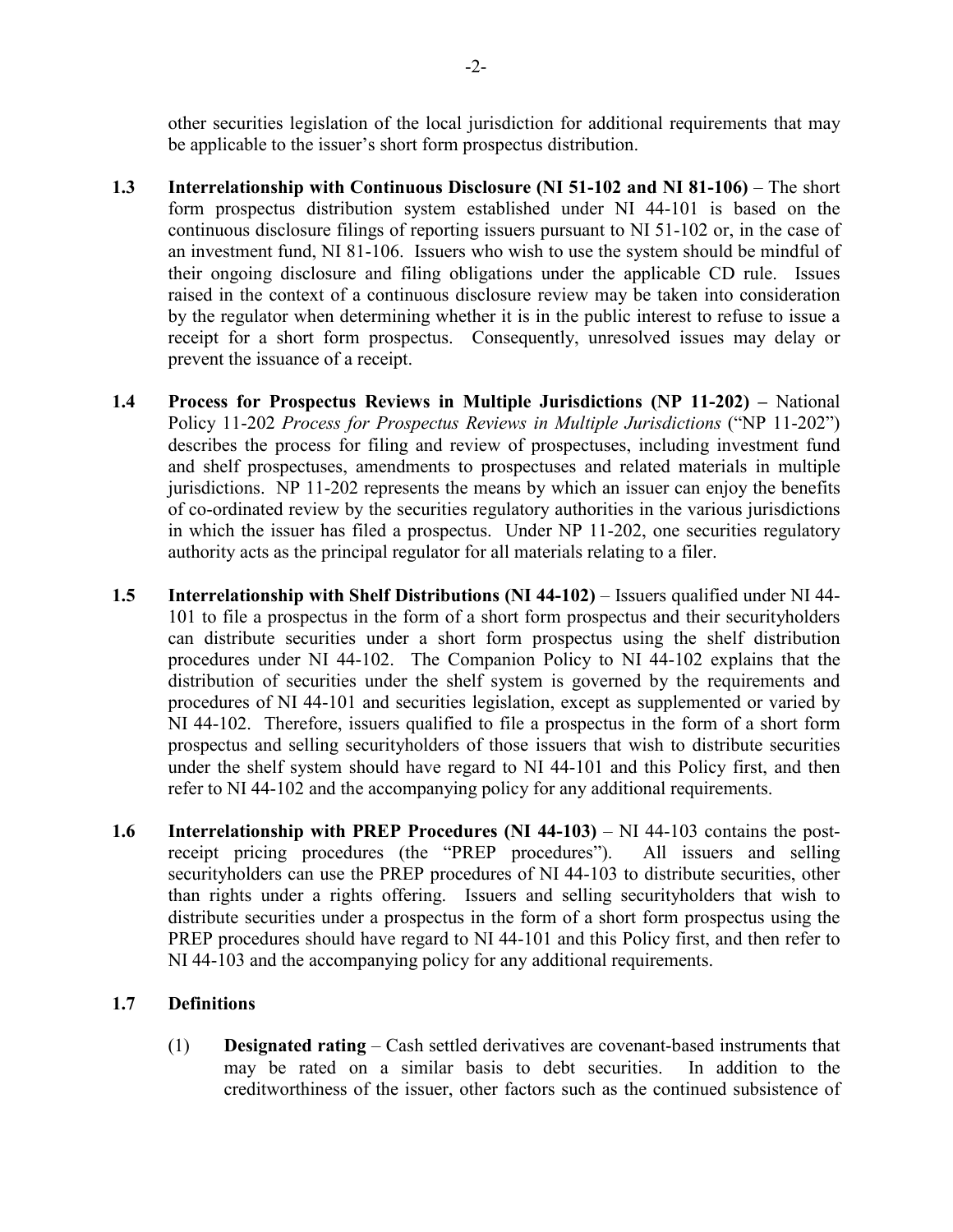other securities legislation of the local jurisdiction for additional requirements that may be applicable to the issuer's short form prospectus distribution.

**1.3 Interrelationship with Continuous Disclosure (NI 51-102 and NI 81-106)** – The short form prospectus distribution system established under NI 44-101 is based on the continuous disclosure filings of reporting issuers pursuant to NI 51-102 or, in the case of an investment fund, NI 81-106. Issuers who wish to use the system should be mindful of their ongoing disclosure and filing obligations under the applicable CD rule. Issues raised in the context of a continuous disclosure review may be taken into consideration by the regulator when determining whether it is in the public interest to refuse to issue a receipt for a short form prospectus. Consequently, unresolved issues may delay or prevent the issuance of a receipt.

**1.4 Process for Prospectus Reviews in Multiple Jurisdictions (NP 11-202) –** National Policy 11-202 *Process for Prospectus Reviews in Multiple Jurisdictions* ("NP 11-202") describes the process for filing and review of prospectuses, including investment fund and shelf prospectuses, amendments to prospectuses and related materials in multiple jurisdictions. NP 11-202 represents the means by which an issuer can enjoy the benefits of co-ordinated review by the securities regulatory authorities in the various jurisdictions in which the issuer has filed a prospectus. Under NP 11-202, one securities regulatory authority acts as the principal regulator for all materials relating to a filer.

**1.5 Interrelationship with Shelf Distributions (NI 44-102)** – Issuers qualified under NI 44-101 to file a prospectus in the form of a short form prospectus and their securityholders can distribute securities under a short form prospectus using the shelf distribution procedures under NI 44-102. The Companion Policy to NI 44-102 explains that the distribution of securities under the shelf system is governed by the requirements and procedures of NI 44-101 and securities legislation, except as supplemented or varied by NI 44-102. Therefore, issuers qualified to file a prospectus in the form of a short form prospectus and selling securityholders of those issuers that wish to distribute securities under the shelf system should have regard to NI 44-101 and this Policy first, and then refer to NI 44-102 and the accompanying policy for any additional requirements.

**1.6 Interrelationship with PREP Procedures (NI 44-103)** – NI 44-103 contains the post-receipt pricing procedures (the "PREP procedures"). All issuers and selling securityholders can use the PREP procedures of NI 44-103 to distribute securities, other than rights under a rights offering. Issuers and selling securityholders that wish to distribute securities under a prospectus in the form of a short form prospectus using the PREP procedures should have regard to NI 44-101 and this Policy first, and then refer to NI 44-103 and the accompanying policy for any additional requirements.

**1.7 Definitions**

(1) **Designated rating** – Cash settled derivatives are covenant-based instruments that may be rated on a similar basis to debt securities. In addition to the creditworthiness of the issuer, other factors such as the continued subsistence of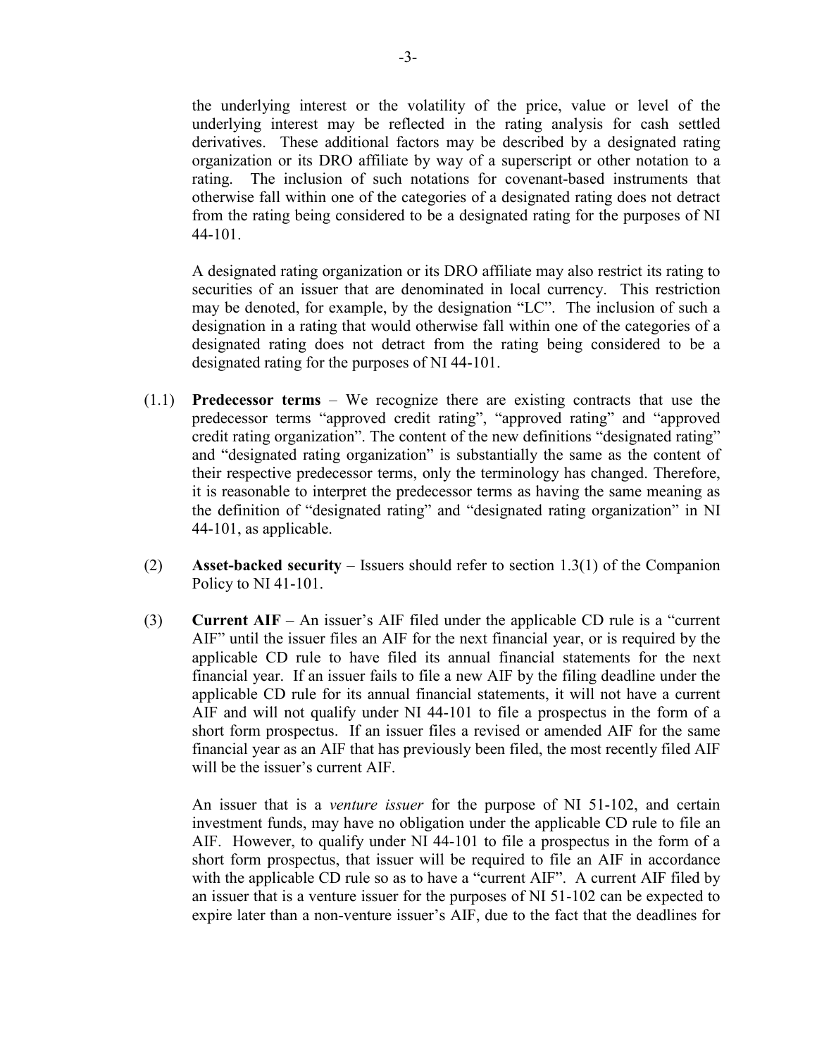the underlying interest or the volatility of the price, value or level of the underlying interest may be reflected in the rating analysis for cash settled derivatives. These additional factors may be described by a designated rating organization or its DRO affiliate by way of a superscript or other notation to a rating. The inclusion of such notations for covenant-based instruments that otherwise fall within one of the categories of a designated rating does not detract from the rating being considered to be a designated rating for the purposes of NI 44-101.

A designated rating organization or its DRO affiliate may also restrict its rating to securities of an issuer that are denominated in local currency. This restriction may be denoted, for example, by the designation "LC". The inclusion of such a designation in a rating that would otherwise fall within one of the categories of a designated rating does not detract from the rating being considered to be a designated rating for the purposes of NI 44-101.

(1.1) **Predecessor terms** – We recognize there are existing contracts that use the predecessor terms "approved credit rating", "approved rating" and "approved credit rating organization". The content of the new definitions "designated rating" and "designated rating organization" is substantially the same as the content of their respective predecessor terms, only the terminology has changed. Therefore, it is reasonable to interpret the predecessor terms as having the same meaning as the definition of "designated rating" and "designated rating organization" in NI 44-101, as applicable.

(2) **Asset-backed security** – Issuers should refer to section 1.3(1) of the Companion Policy to NI 41-101.

(3) **Current AIF** – An issuer's AIF filed under the applicable CD rule is a "current AIF" until the issuer files an AIF for the next financial year, or is required by the applicable CD rule to have filed its annual financial statements for the next financial year. If an issuer fails to file a new AIF by the filing deadline under the applicable CD rule for its annual financial statements, it will not have a current AIF and will not qualify under NI 44-101 to file a prospectus in the form of a short form prospectus. If an issuer files a revised or amended AIF for the same financial year as an AIF that has previously been filed, the most recently filed AIF will be the issuer's current AIF.

An issuer that is a *venture issuer* for the purpose of NI 51-102, and certain investment funds, may have no obligation under the applicable CD rule to file an AIF. However, to qualify under NI 44-101 to file a prospectus in the form of a short form prospectus, that issuer will be required to file an AIF in accordance with the applicable CD rule so as to have a "current AIF". A current AIF filed by an issuer that is a venture issuer for the purposes of NI 51-102 can be expected to expire later than a non-venture issuer's AIF, due to the fact that the deadlines for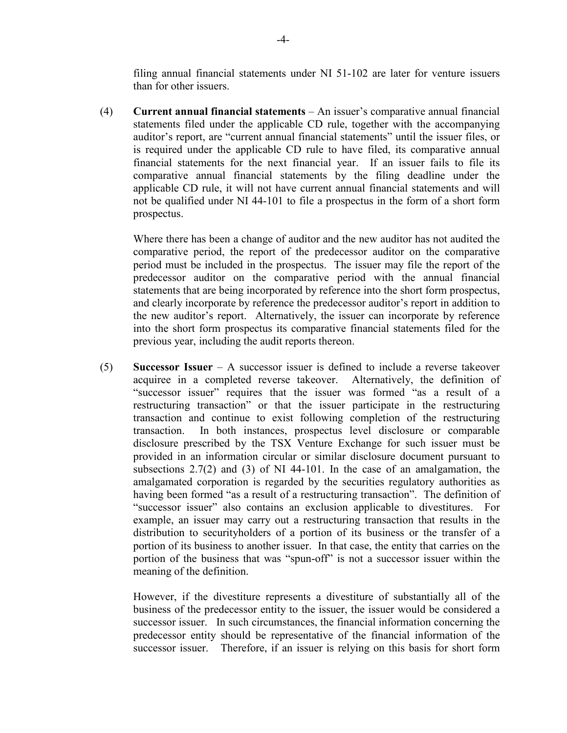filing annual financial statements under NI 51-102 are later for venture issuers than for other issuers.

(4) **Current annual financial statements** – An issuer's comparative annual financial statements filed under the applicable CD rule, together with the accompanying auditor's report, are "current annual financial statements" until the issuer files, or is required under the applicable CD rule to have filed, its comparative annual financial statements for the next financial year. If an issuer fails to file its comparative annual financial statements by the filing deadline under the applicable CD rule, it will not have current annual financial statements and will not be qualified under NI 44-101 to file a prospectus in the form of a short form prospectus.

Where there has been a change of auditor and the new auditor has not audited the comparative period, the report of the predecessor auditor on the comparative period must be included in the prospectus. The issuer may file the report of the predecessor auditor on the comparative period with the annual financial statements that are being incorporated by reference into the short form prospectus, and clearly incorporate by reference the predecessor auditor's report in addition to the new auditor's report. Alternatively, the issuer can incorporate by reference into the short form prospectus its comparative financial statements filed for the previous year, including the audit reports thereon.

(5) **Successor Issuer** – A successor issuer is defined to include a reverse takeover acquiree in a completed reverse takeover. Alternatively, the definition of "successor issuer" requires that the issuer was formed "as a result of a restructuring transaction" or that the issuer participate in the restructuring transaction and continue to exist following completion of the restructuring transaction. In both instances, prospectus level disclosure or comparable disclosure prescribed by the TSX Venture Exchange for such issuer must be provided in an information circular or similar disclosure document pursuant to subsections 2.7(2) and (3) of NI 44-101. In the case of an amalgamation, the amalgamated corporation is regarded by the securities regulatory authorities as having been formed "as a result of a restructuring transaction". The definition of "successor issuer" also contains an exclusion applicable to divestitures. For example, an issuer may carry out a restructuring transaction that results in the distribution to securityholders of a portion of its business or the transfer of a portion of its business to another issuer. In that case, the entity that carries on the portion of the business that was "spun-off" is not a successor issuer within the meaning of the definition.

However, if the divestiture represents a divestiture of substantially all of the business of the predecessor entity to the issuer, the issuer would be considered a successor issuer. In such circumstances, the financial information concerning the predecessor entity should be representative of the financial information of the successor issuer. Therefore, if an issuer is relying on this basis for short form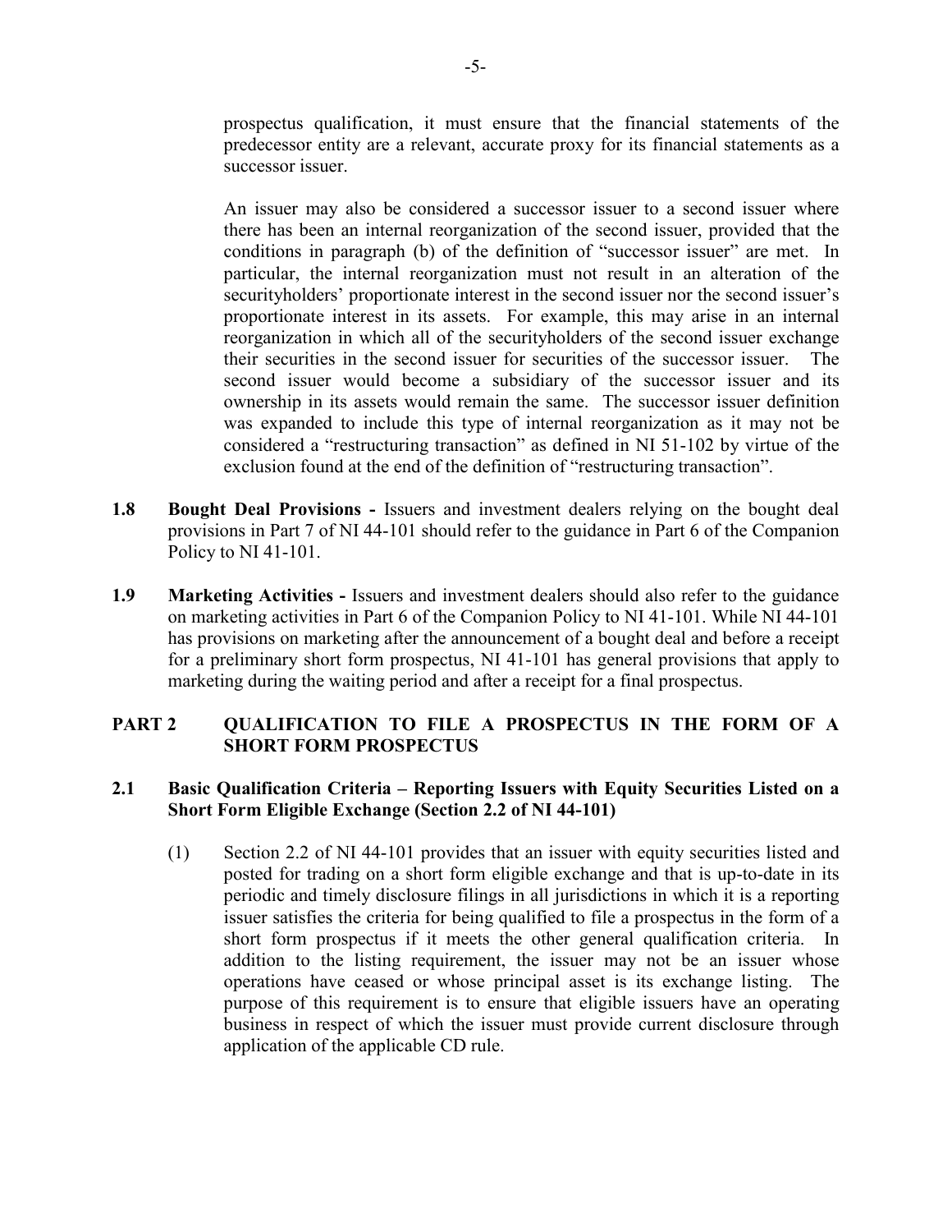prospectus qualification, it must ensure that the financial statements of the predecessor entity are a relevant, accurate proxy for its financial statements as a successor issuer.

An issuer may also be considered a successor issuer to a second issuer where there has been an internal reorganization of the second issuer, provided that the conditions in paragraph (b) of the definition of "successor issuer" are met. In particular, the internal reorganization must not result in an alteration of the securityholders' proportionate interest in the second issuer nor the second issuer's proportionate interest in its assets. For example, this may arise in an internal reorganization in which all of the securityholders of the second issuer exchange their securities in the second issuer for securities of the successor issuer. The second issuer would become a subsidiary of the successor issuer and its ownership in its assets would remain the same. The successor issuer definition was expanded to include this type of internal reorganization as it may not be considered a "restructuring transaction" as defined in NI 51-102 by virtue of the exclusion found at the end of the definition of "restructuring transaction".

**1.8 Bought Deal Provisions -** Issuers and investment dealers relying on the bought deal provisions in Part 7 of NI 44-101 should refer to the guidance in Part 6 of the Companion Policy to NI 41-101.

**1.9 Marketing Activities -** Issuers and investment dealers should also refer to the guidance on marketing activities in Part 6 of the Companion Policy to NI 41-101. While NI 44-101 has provisions on marketing after the announcement of a bought deal and before a receipt for a preliminary short form prospectus, NI 41-101 has general provisions that apply to marketing during the waiting period and after a receipt for a final prospectus.

## PART 2 QUALIFICATION TO FILE A PROSPECTUS IN THE FORM OF A SHORT FORM PROSPECTUS

### 2.1 Basic Qualification Criteria – Reporting Issuers with Equity Securities Listed on a Short Form Eligible Exchange (Section 2.2 of NI 44-101)

(1) Section 2.2 of NI 44-101 provides that an issuer with equity securities listed and posted for trading on a short form eligible exchange and that is up-to-date in its periodic and timely disclosure filings in all jurisdictions in which it is a reporting issuer satisfies the criteria for being qualified to file a prospectus in the form of a short form prospectus if it meets the other general qualification criteria. In addition to the listing requirement, the issuer may not be an issuer whose operations have ceased or whose principal asset is its exchange listing. The purpose of this requirement is to ensure that eligible issuers have an operating business in respect of which the issuer must provide current disclosure through application of the applicable CD rule.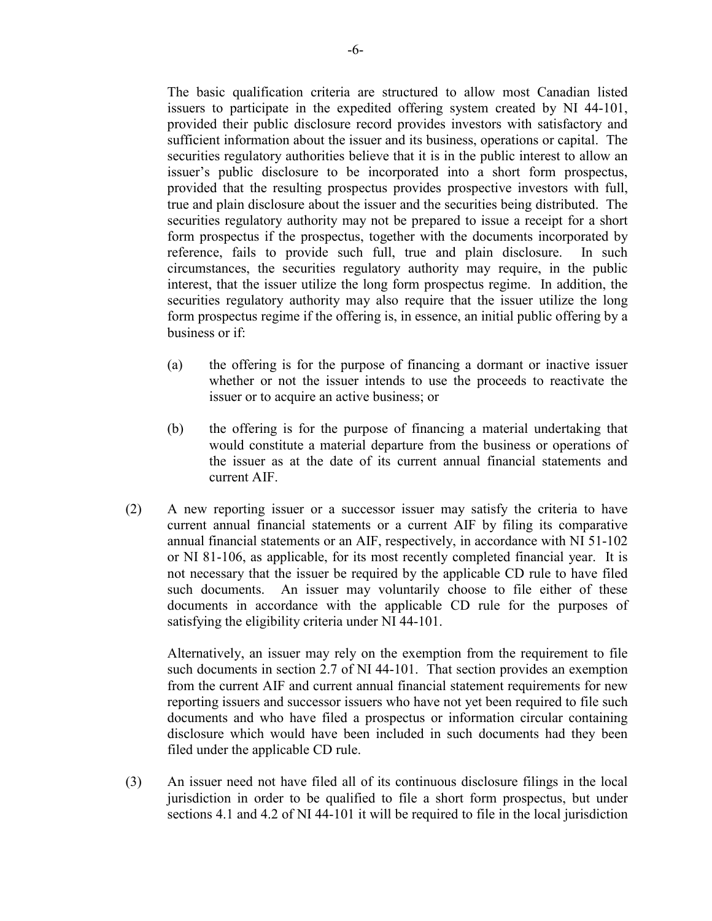The basic qualification criteria are structured to allow most Canadian listed issuers to participate in the expedited offering system created by NI 44-101, provided their public disclosure record provides investors with satisfactory and sufficient information about the issuer and its business, operations or capital. The securities regulatory authorities believe that it is in the public interest to allow an issuer's public disclosure to be incorporated into a short form prospectus, provided that the resulting prospectus provides prospective investors with full, true and plain disclosure about the issuer and the securities being distributed. The securities regulatory authority may not be prepared to issue a receipt for a short form prospectus if the prospectus, together with the documents incorporated by reference, fails to provide such full, true and plain disclosure. In such circumstances, the securities regulatory authority may require, in the public interest, that the issuer utilize the long form prospectus regime. In addition, the securities regulatory authority may also require that the issuer utilize the long form prospectus regime if the offering is, in essence, an initial public offering by a business or if:

(a) the offering is for the purpose of financing a dormant or inactive issuer whether or not the issuer intends to use the proceeds to reactivate the issuer or to acquire an active business; or

(b) the offering is for the purpose of financing a material undertaking that would constitute a material departure from the business or operations of the issuer as at the date of its current annual financial statements and current AIF.

(2) A new reporting issuer or a successor issuer may satisfy the criteria to have current annual financial statements or a current AIF by filing its comparative annual financial statements or an AIF, respectively, in accordance with NI 51-102 or NI 81-106, as applicable, for its most recently completed financial year. It is not necessary that the issuer be required by the applicable CD rule to have filed such documents. An issuer may voluntarily choose to file either of these documents in accordance with the applicable CD rule for the purposes of satisfying the eligibility criteria under NI 44-101.

Alternatively, an issuer may rely on the exemption from the requirement to file such documents in section 2.7 of NI 44-101. That section provides an exemption from the current AIF and current annual financial statement requirements for new reporting issuers and successor issuers who have not yet been required to file such documents and who have filed a prospectus or information circular containing disclosure which would have been included in such documents had they been filed under the applicable CD rule.

(3) An issuer need not have filed all of its continuous disclosure filings in the local jurisdiction in order to be qualified to file a short form prospectus, but under sections 4.1 and 4.2 of NI 44-101 it will be required to file in the local jurisdiction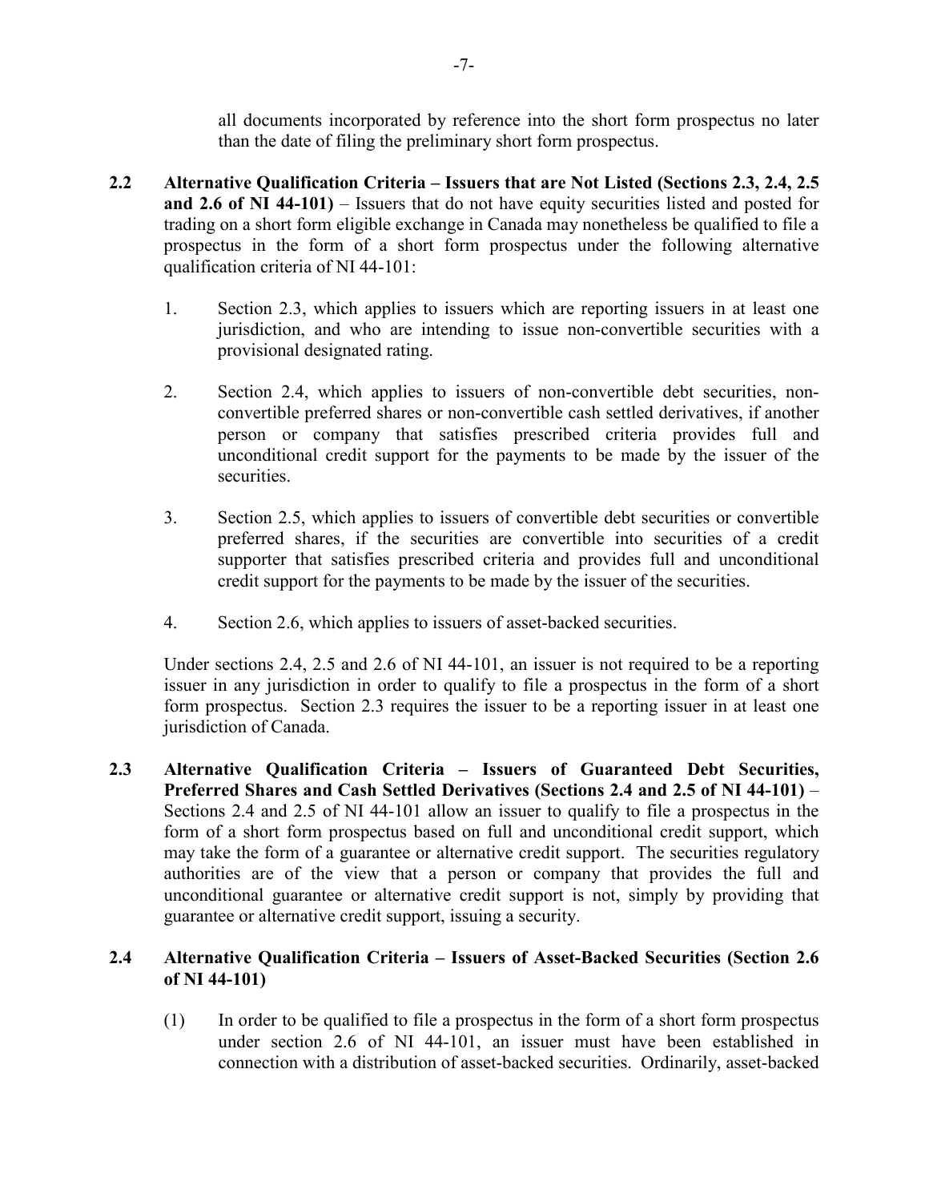all documents incorporated by reference into the short form prospectus no later than the date of filing the preliminary short form prospectus.

**2.2 Alternative Qualification Criteria – Issuers that are Not Listed (Sections 2.3, 2.4, 2.5 and 2.6 of NI 44-101)** – Issuers that do not have equity securities listed and posted for trading on a short form eligible exchange in Canada may nonetheless be qualified to file a prospectus in the form of a short form prospectus under the following alternative qualification criteria of NI 44-101:

1. Section 2.3, which applies to issuers which are reporting issuers in at least one jurisdiction, and who are intending to issue non-convertible securities with a provisional designated rating.

2. Section 2.4, which applies to issuers of non-convertible debt securities, non-convertible preferred shares or non-convertible cash settled derivatives, if another person or company that satisfies prescribed criteria provides full and unconditional credit support for the payments to be made by the issuer of the securities.

3. Section 2.5, which applies to issuers of convertible debt securities or convertible preferred shares, if the securities are convertible into securities of a credit supporter that satisfies prescribed criteria and provides full and unconditional credit support for the payments to be made by the issuer of the securities.

4. Section 2.6, which applies to issuers of asset-backed securities.

Under sections 2.4, 2.5 and 2.6 of NI 44-101, an issuer is not required to be a reporting issuer in any jurisdiction in order to qualify to file a prospectus in the form of a short form prospectus. Section 2.3 requires the issuer to be a reporting issuer in at least one jurisdiction of Canada.

**2.3 Alternative Qualification Criteria – Issuers of Guaranteed Debt Securities, Preferred Shares and Cash Settled Derivatives (Sections 2.4 and 2.5 of NI 44-101)** – Sections 2.4 and 2.5 of NI 44-101 allow an issuer to qualify to file a prospectus in the form of a short form prospectus based on full and unconditional credit support, which may take the form of a guarantee or alternative credit support. The securities regulatory authorities are of the view that a person or company that provides the full and unconditional guarantee or alternative credit support is not, simply by providing that guarantee or alternative credit support, issuing a security.

**2.4 Alternative Qualification Criteria – Issuers of Asset-Backed Securities (Section 2.6 of NI 44-101)**

(1) In order to be qualified to file a prospectus in the form of a short form prospectus under section 2.6 of NI 44-101, an issuer must have been established in connection with a distribution of asset-backed securities. Ordinarily, asset-backed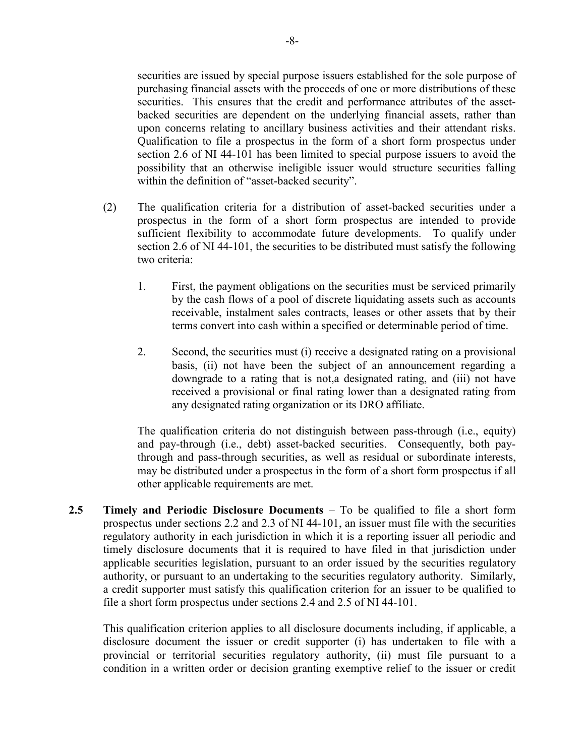securities are issued by special purpose issuers established for the sole purpose of purchasing financial assets with the proceeds of one or more distributions of these securities. This ensures that the credit and performance attributes of the asset-backed securities are dependent on the underlying financial assets, rather than upon concerns relating to ancillary business activities and their attendant risks. Qualification to file a prospectus in the form of a short form prospectus under section 2.6 of NI 44-101 has been limited to special purpose issuers to avoid the possibility that an otherwise ineligible issuer would structure securities falling within the definition of "asset-backed security".

(2) The qualification criteria for a distribution of asset-backed securities under a prospectus in the form of a short form prospectus are intended to provide sufficient flexibility to accommodate future developments. To qualify under section 2.6 of NI 44-101, the securities to be distributed must satisfy the following two criteria:

1. First, the payment obligations on the securities must be serviced primarily by the cash flows of a pool of discrete liquidating assets such as accounts receivable, instalment sales contracts, leases or other assets that by their terms convert into cash within a specified or determinable period of time.

2. Second, the securities must (i) receive a designated rating on a provisional basis, (ii) not have been the subject of an announcement regarding a downgrade to a rating that is not,a designated rating, and (iii) not have received a provisional or final rating lower than a designated rating from any designated rating organization or its DRO affiliate.

The qualification criteria do not distinguish between pass-through (i.e., equity) and pay-through (i.e., debt) asset-backed securities. Consequently, both pay-through and pass-through securities, as well as residual or subordinate interests, may be distributed under a prospectus in the form of a short form prospectus if all other applicable requirements are met.

**2.5 Timely and Periodic Disclosure Documents** – To be qualified to file a short form prospectus under sections 2.2 and 2.3 of NI 44-101, an issuer must file with the securities regulatory authority in each jurisdiction in which it is a reporting issuer all periodic and timely disclosure documents that it is required to have filed in that jurisdiction under applicable securities legislation, pursuant to an order issued by the securities regulatory authority, or pursuant to an undertaking to the securities regulatory authority. Similarly, a credit supporter must satisfy this qualification criterion for an issuer to be qualified to file a short form prospectus under sections 2.4 and 2.5 of NI 44-101.

This qualification criterion applies to all disclosure documents including, if applicable, a disclosure document the issuer or credit supporter (i) has undertaken to file with a provincial or territorial securities regulatory authority, (ii) must file pursuant to a condition in a written order or decision granting exemptive relief to the issuer or credit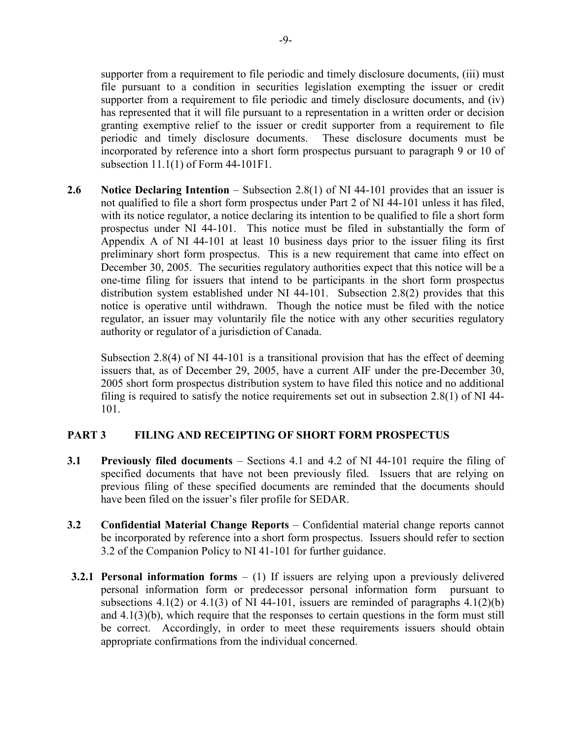supporter from a requirement to file periodic and timely disclosure documents, (iii) must file pursuant to a condition in securities legislation exempting the issuer or credit supporter from a requirement to file periodic and timely disclosure documents, and (iv) has represented that it will file pursuant to a representation in a written order or decision granting exemptive relief to the issuer or credit supporter from a requirement to file periodic and timely disclosure documents. These disclosure documents must be incorporated by reference into a short form prospectus pursuant to paragraph 9 or 10 of subsection 11.1(1) of Form 44-101F1.

**2.6 Notice Declaring Intention** – Subsection 2.8(1) of NI 44-101 provides that an issuer is not qualified to file a short form prospectus under Part 2 of NI 44-101 unless it has filed, with its notice regulator, a notice declaring its intention to be qualified to file a short form prospectus under NI 44-101. This notice must be filed in substantially the form of Appendix A of NI 44-101 at least 10 business days prior to the issuer filing its first preliminary short form prospectus. This is a new requirement that came into effect on December 30, 2005. The securities regulatory authorities expect that this notice will be a one-time filing for issuers that intend to be participants in the short form prospectus distribution system established under NI 44-101. Subsection 2.8(2) provides that this notice is operative until withdrawn. Though the notice must be filed with the notice regulator, an issuer may voluntarily file the notice with any other securities regulatory authority or regulator of a jurisdiction of Canada.

Subsection 2.8(4) of NI 44-101 is a transitional provision that has the effect of deeming issuers that, as of December 29, 2005, have a current AIF under the pre-December 30, 2005 short form prospectus distribution system to have filed this notice and no additional filing is required to satisfy the notice requirements set out in subsection 2.8(1) of NI 44-101.

## PART 3 FILING AND RECEIPTING OF SHORT FORM PROSPECTUS

**3.1 Previously filed documents** – Sections 4.1 and 4.2 of NI 44-101 require the filing of specified documents that have not been previously filed. Issuers that are relying on previous filing of these specified documents are reminded that the documents should have been filed on the issuer's filer profile for SEDAR.

**3.2 Confidential Material Change Reports** – Confidential material change reports cannot be incorporated by reference into a short form prospectus. Issuers should refer to section 3.2 of the Companion Policy to NI 41-101 for further guidance.

**3.2.1 Personal information forms** – (1) If issuers are relying upon a previously delivered personal information form or predecessor personal information form pursuant to subsections 4.1(2) or 4.1(3) of NI 44-101, issuers are reminded of paragraphs 4.1(2)(b) and 4.1(3)(b), which require that the responses to certain questions in the form must still be correct. Accordingly, in order to meet these requirements issuers should obtain appropriate confirmations from the individual concerned.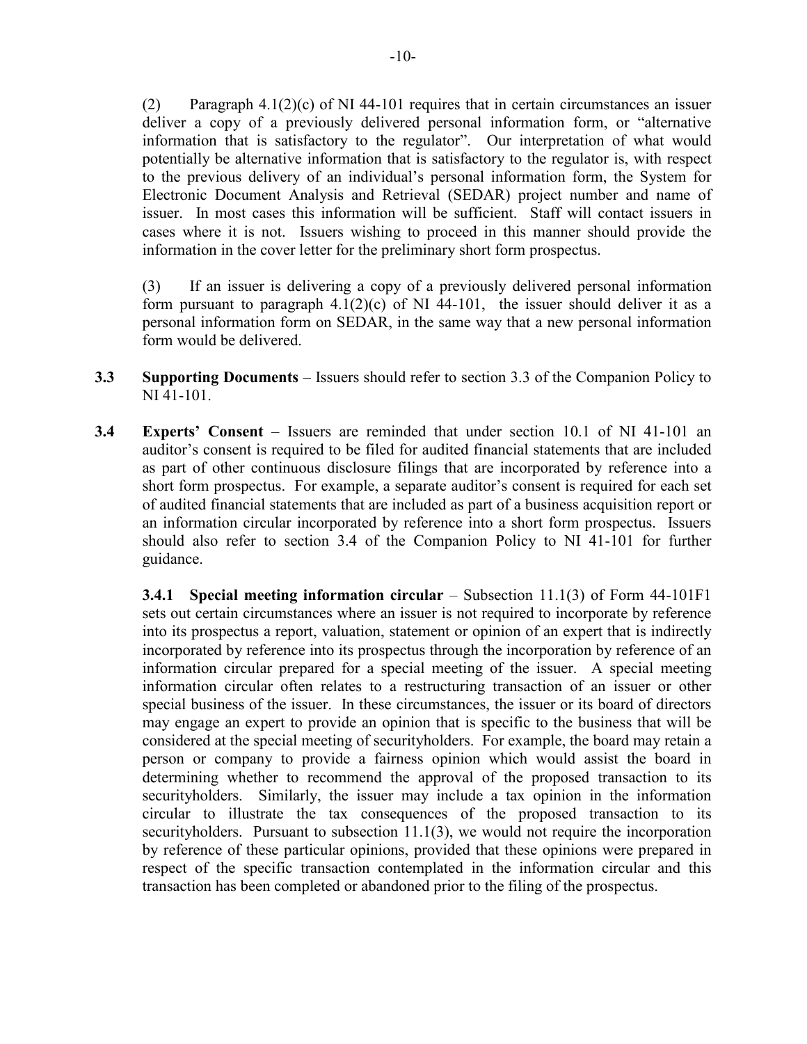(2) Paragraph 4.1(2)(c) of NI 44-101 requires that in certain circumstances an issuer deliver a copy of a previously delivered personal information form, or "alternative information that is satisfactory to the regulator". Our interpretation of what would potentially be alternative information that is satisfactory to the regulator is, with respect to the previous delivery of an individual's personal information form, the System for Electronic Document Analysis and Retrieval (SEDAR) project number and name of issuer. In most cases this information will be sufficient. Staff will contact issuers in cases where it is not. Issuers wishing to proceed in this manner should provide the information in the cover letter for the preliminary short form prospectus.

(3) If an issuer is delivering a copy of a previously delivered personal information form pursuant to paragraph 4.1(2)(c) of NI 44-101, the issuer should deliver it as a personal information form on SEDAR, in the same way that a new personal information form would be delivered.

**3.3 Supporting Documents** – Issuers should refer to section 3.3 of the Companion Policy to NI 41-101.

**3.4 Experts' Consent** – Issuers are reminded that under section 10.1 of NI 41-101 an auditor's consent is required to be filed for audited financial statements that are included as part of other continuous disclosure filings that are incorporated by reference into a short form prospectus. For example, a separate auditor's consent is required for each set of audited financial statements that are included as part of a business acquisition report or an information circular incorporated by reference into a short form prospectus. Issuers should also refer to section 3.4 of the Companion Policy to NI 41-101 for further guidance.

**3.4.1 Special meeting information circular** – Subsection 11.1(3) of Form 44-101F1 sets out certain circumstances where an issuer is not required to incorporate by reference into its prospectus a report, valuation, statement or opinion of an expert that is indirectly incorporated by reference into its prospectus through the incorporation by reference of an information circular prepared for a special meeting of the issuer. A special meeting information circular often relates to a restructuring transaction of an issuer or other special business of the issuer. In these circumstances, the issuer or its board of directors may engage an expert to provide an opinion that is specific to the business that will be considered at the special meeting of securityholders. For example, the board may retain a person or company to provide a fairness opinion which would assist the board in determining whether to recommend the approval of the proposed transaction to its securityholders. Similarly, the issuer may include a tax opinion in the information circular to illustrate the tax consequences of the proposed transaction to its securityholders. Pursuant to subsection 11.1(3), we would not require the incorporation by reference of these particular opinions, provided that these opinions were prepared in respect of the specific transaction contemplated in the information circular and this transaction has been completed or abandoned prior to the filing of the prospectus.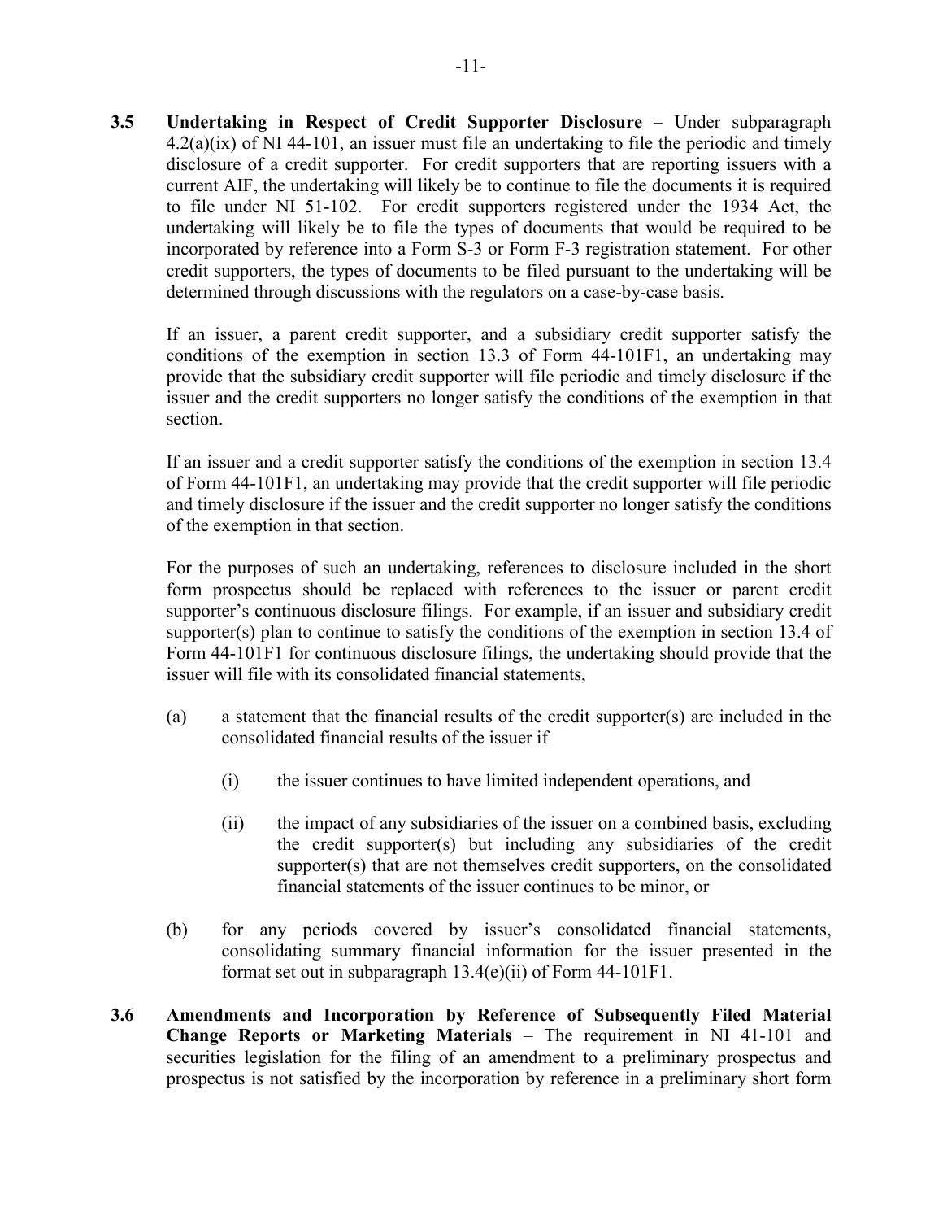**3.5 Undertaking in Respect of Credit Supporter Disclosure** – Under subparagraph 4.2(a)(ix) of NI 44-101, an issuer must file an undertaking to file the periodic and timely disclosure of a credit supporter. For credit supporters that are reporting issuers with a current AIF, the undertaking will likely be to continue to file the documents it is required to file under NI 51-102. For credit supporters registered under the 1934 Act, the undertaking will likely be to file the types of documents that would be required to be incorporated by reference into a Form S-3 or Form F-3 registration statement. For other credit supporters, the types of documents to be filed pursuant to the undertaking will be determined through discussions with the regulators on a case-by-case basis.

If an issuer, a parent credit supporter, and a subsidiary credit supporter satisfy the conditions of the exemption in section 13.3 of Form 44-101F1, an undertaking may provide that the subsidiary credit supporter will file periodic and timely disclosure if the issuer and the credit supporters no longer satisfy the conditions of the exemption in that section.

If an issuer and a credit supporter satisfy the conditions of the exemption in section 13.4 of Form 44-101F1, an undertaking may provide that the credit supporter will file periodic and timely disclosure if the issuer and the credit supporter no longer satisfy the conditions of the exemption in that section.

For the purposes of such an undertaking, references to disclosure included in the short form prospectus should be replaced with references to the issuer or parent credit supporter's continuous disclosure filings. For example, if an issuer and subsidiary credit supporter(s) plan to continue to satisfy the conditions of the exemption in section 13.4 of Form 44-101F1 for continuous disclosure filings, the undertaking should provide that the issuer will file with its consolidated financial statements,

(a) a statement that the financial results of the credit supporter(s) are included in the consolidated financial results of the issuer if

  (i) the issuer continues to have limited independent operations, and

  (ii) the impact of any subsidiaries of the issuer on a combined basis, excluding the credit supporter(s) but including any subsidiaries of the credit supporter(s) that are not themselves credit supporters, on the consolidated financial statements of the issuer continues to be minor, or

(b) for any periods covered by issuer's consolidated financial statements, consolidating summary financial information for the issuer presented in the format set out in subparagraph 13.4(e)(ii) of Form 44-101F1.

**3.6 Amendments and Incorporation by Reference of Subsequently Filed Material Change Reports or Marketing Materials** – The requirement in NI 41-101 and securities legislation for the filing of an amendment to a preliminary prospectus and prospectus is not satisfied by the incorporation by reference in a preliminary short form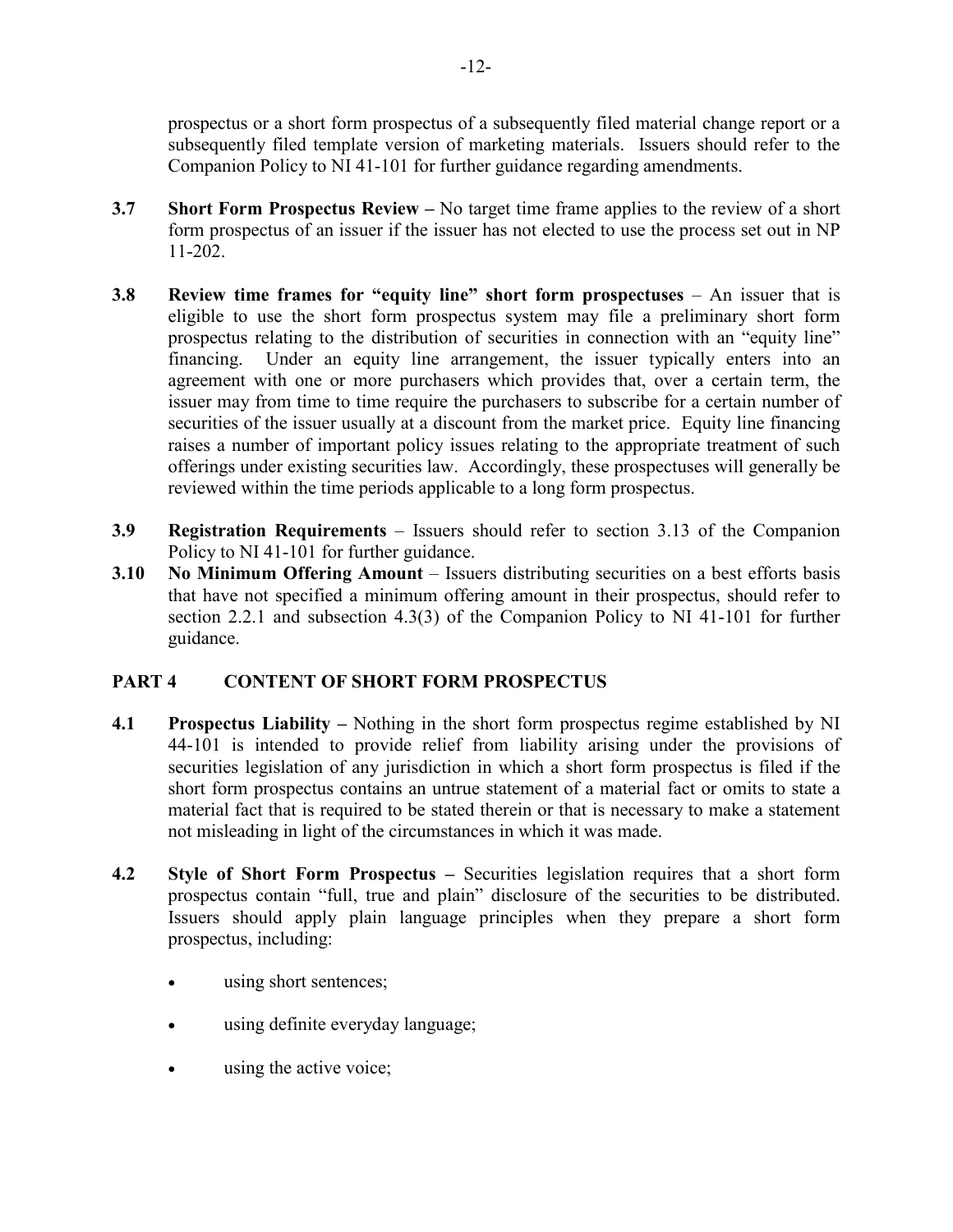prospectus or a short form prospectus of a subsequently filed material change report or a subsequently filed template version of marketing materials. Issuers should refer to the Companion Policy to NI 41-101 for further guidance regarding amendments.

**3.7 Short Form Prospectus Review –** No target time frame applies to the review of a short form prospectus of an issuer if the issuer has not elected to use the process set out in NP 11-202.

**3.8 Review time frames for "equity line" short form prospectuses** – An issuer that is eligible to use the short form prospectus system may file a preliminary short form prospectus relating to the distribution of securities in connection with an "equity line" financing. Under an equity line arrangement, the issuer typically enters into an agreement with one or more purchasers which provides that, over a certain term, the issuer may from time to time require the purchasers to subscribe for a certain number of securities of the issuer usually at a discount from the market price. Equity line financing raises a number of important policy issues relating to the appropriate treatment of such offerings under existing securities law. Accordingly, these prospectuses will generally be reviewed within the time periods applicable to a long form prospectus.

**3.9 Registration Requirements** – Issuers should refer to section 3.13 of the Companion Policy to NI 41-101 for further guidance.

**3.10 No Minimum Offering Amount** – Issuers distributing securities on a best efforts basis that have not specified a minimum offering amount in their prospectus, should refer to section 2.2.1 and subsection 4.3(3) of the Companion Policy to NI 41-101 for further guidance.

## PART 4 CONTENT OF SHORT FORM PROSPECTUS

**4.1 Prospectus Liability –** Nothing in the short form prospectus regime established by NI 44-101 is intended to provide relief from liability arising under the provisions of securities legislation of any jurisdiction in which a short form prospectus is filed if the short form prospectus contains an untrue statement of a material fact or omits to state a material fact that is required to be stated therein or that is necessary to make a statement not misleading in light of the circumstances in which it was made.

**4.2 Style of Short Form Prospectus –** Securities legislation requires that a short form prospectus contain "full, true and plain" disclosure of the securities to be distributed. Issuers should apply plain language principles when they prepare a short form prospectus, including:

- using short sentences;
- using definite everyday language;
- using the active voice;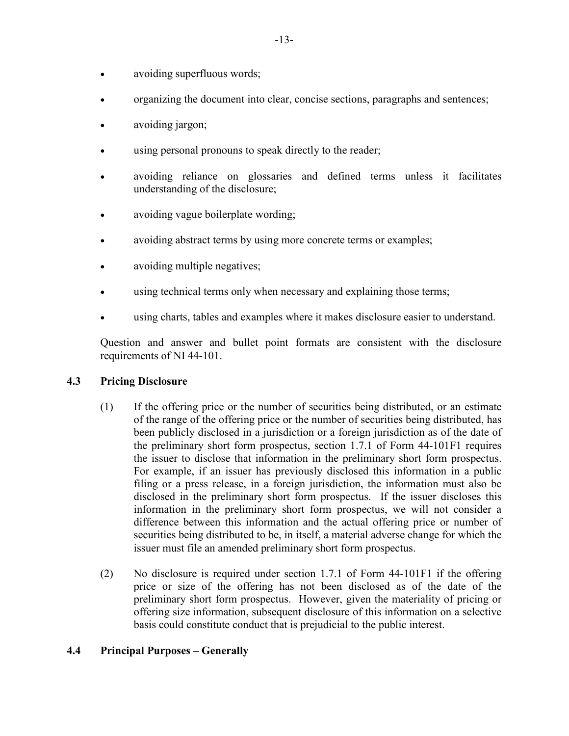- avoiding superfluous words;
- organizing the document into clear, concise sections, paragraphs and sentences;
- avoiding jargon;
- using personal pronouns to speak directly to the reader;
- avoiding reliance on glossaries and defined terms unless it facilitates understanding of the disclosure;
- avoiding vague boilerplate wording;
- avoiding abstract terms by using more concrete terms or examples;
- avoiding multiple negatives;
- using technical terms only when necessary and explaining those terms;
- using charts, tables and examples where it makes disclosure easier to understand.

Question and answer and bullet point formats are consistent with the disclosure requirements of NI 44-101.

## 4.3 Pricing Disclosure

(1) If the offering price or the number of securities being distributed, or an estimate of the range of the offering price or the number of securities being distributed, has been publicly disclosed in a jurisdiction or a foreign jurisdiction as of the date of the preliminary short form prospectus, section 1.7.1 of Form 44-101F1 requires the issuer to disclose that information in the preliminary short form prospectus. For example, if an issuer has previously disclosed this information in a public filing or a press release, in a foreign jurisdiction, the information must also be disclosed in the preliminary short form prospectus. If the issuer discloses this information in the preliminary short form prospectus, we will not consider a difference between this information and the actual offering price or number of securities being distributed to be, in itself, a material adverse change for which the issuer must file an amended preliminary short form prospectus.

(2) No disclosure is required under section 1.7.1 of Form 44-101F1 if the offering price or size of the offering has not been disclosed as of the date of the preliminary short form prospectus. However, given the materiality of pricing or offering size information, subsequent disclosure of this information on a selective basis could constitute conduct that is prejudicial to the public interest.

## 4.4 Principal Purposes – Generally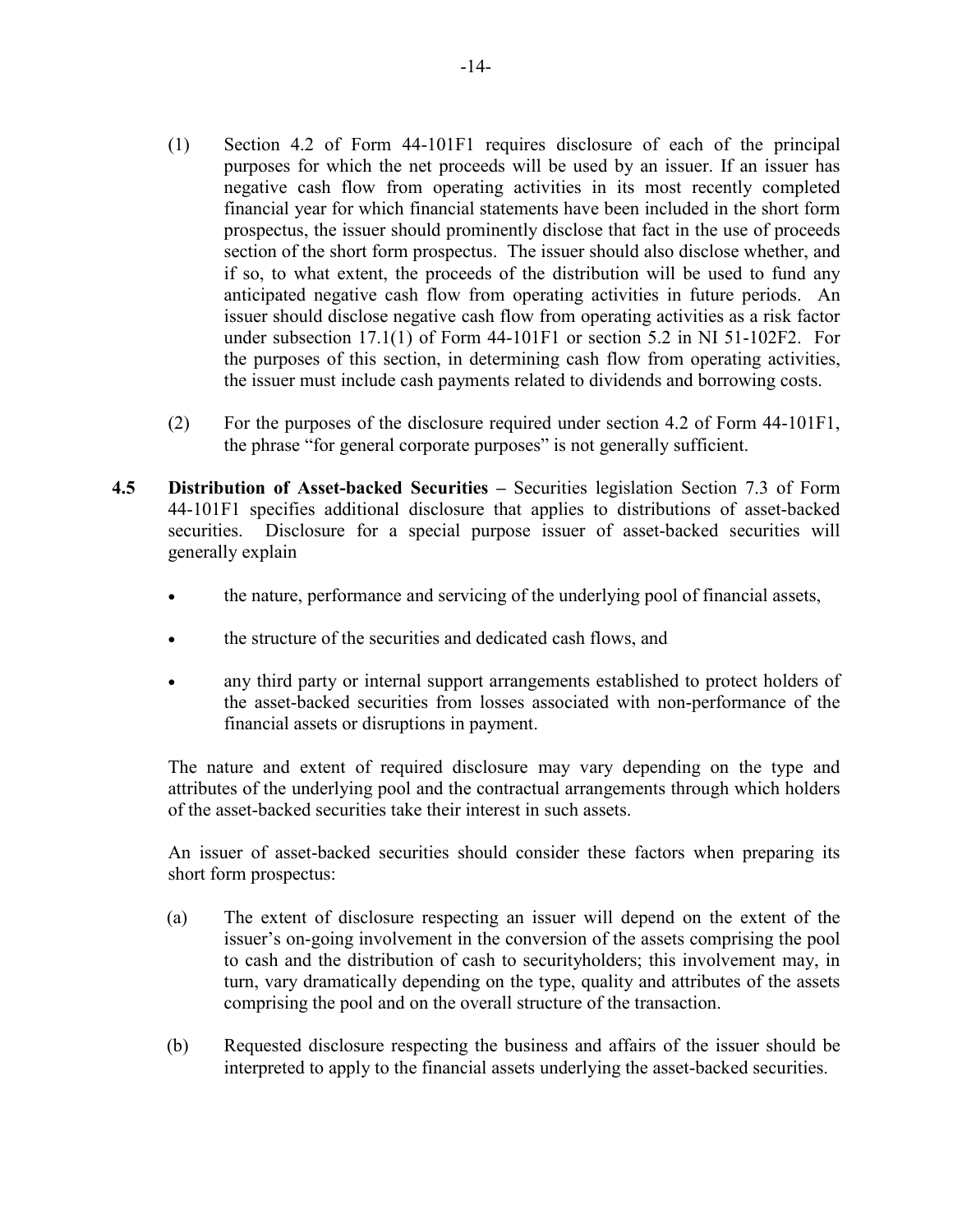(1) Section 4.2 of Form 44-101F1 requires disclosure of each of the principal purposes for which the net proceeds will be used by an issuer. If an issuer has negative cash flow from operating activities in its most recently completed financial year for which financial statements have been included in the short form prospectus, the issuer should prominently disclose that fact in the use of proceeds section of the short form prospectus. The issuer should also disclose whether, and if so, to what extent, the proceeds of the distribution will be used to fund any anticipated negative cash flow from operating activities in future periods. An issuer should disclose negative cash flow from operating activities as a risk factor under subsection 17.1(1) of Form 44-101F1 or section 5.2 in NI 51-102F2. For the purposes of this section, in determining cash flow from operating activities, the issuer must include cash payments related to dividends and borrowing costs.

(2) For the purposes of the disclosure required under section 4.2 of Form 44-101F1, the phrase "for general corporate purposes" is not generally sufficient.

**4.5 Distribution of Asset-backed Securities –** Securities legislation Section 7.3 of Form 44-101F1 specifies additional disclosure that applies to distributions of asset-backed securities. Disclosure for a special purpose issuer of asset-backed securities will generally explain

- the nature, performance and servicing of the underlying pool of financial assets,
- the structure of the securities and dedicated cash flows, and
- any third party or internal support arrangements established to protect holders of the asset-backed securities from losses associated with non-performance of the financial assets or disruptions in payment.

The nature and extent of required disclosure may vary depending on the type and attributes of the underlying pool and the contractual arrangements through which holders of the asset-backed securities take their interest in such assets.

An issuer of asset-backed securities should consider these factors when preparing its short form prospectus:

(a) The extent of disclosure respecting an issuer will depend on the extent of the issuer's on-going involvement in the conversion of the assets comprising the pool to cash and the distribution of cash to securityholders; this involvement may, in turn, vary dramatically depending on the type, quality and attributes of the assets comprising the pool and on the overall structure of the transaction.

(b) Requested disclosure respecting the business and affairs of the issuer should be interpreted to apply to the financial assets underlying the asset-backed securities.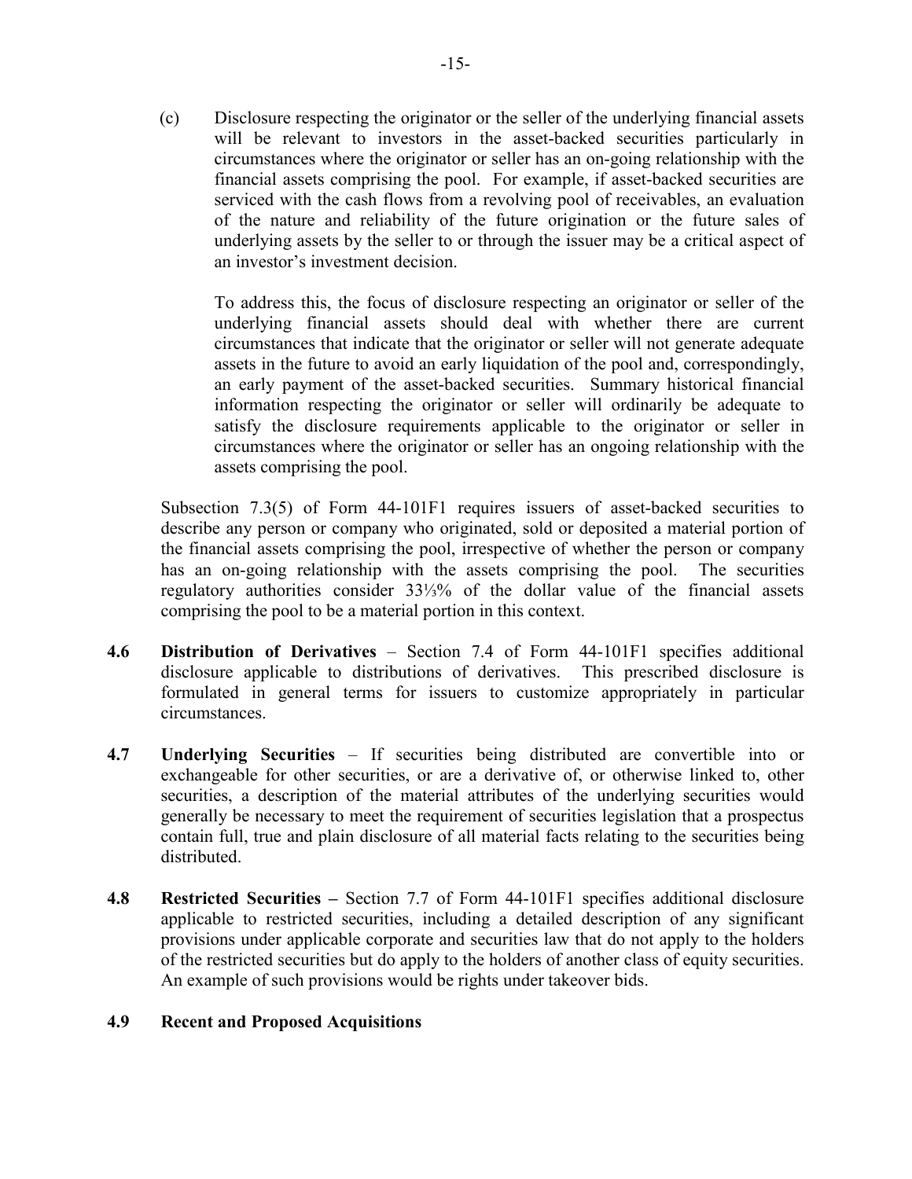(c) Disclosure respecting the originator or the seller of the underlying financial assets will be relevant to investors in the asset-backed securities particularly in circumstances where the originator or seller has an on-going relationship with the financial assets comprising the pool. For example, if asset-backed securities are serviced with the cash flows from a revolving pool of receivables, an evaluation of the nature and reliability of the future origination or the future sales of underlying assets by the seller to or through the issuer may be a critical aspect of an investor's investment decision.

To address this, the focus of disclosure respecting an originator or seller of the underlying financial assets should deal with whether there are current circumstances that indicate that the originator or seller will not generate adequate assets in the future to avoid an early liquidation of the pool and, correspondingly, an early payment of the asset-backed securities. Summary historical financial information respecting the originator or seller will ordinarily be adequate to satisfy the disclosure requirements applicable to the originator or seller in circumstances where the originator or seller has an ongoing relationship with the assets comprising the pool.

Subsection 7.3(5) of Form 44-101F1 requires issuers of asset-backed securities to describe any person or company who originated, sold or deposited a material portion of the financial assets comprising the pool, irrespective of whether the person or company has an on-going relationship with the assets comprising the pool. The securities regulatory authorities consider 33⅓% of the dollar value of the financial assets comprising the pool to be a material portion in this context.

**4.6 Distribution of Derivatives** – Section 7.4 of Form 44-101F1 specifies additional disclosure applicable to distributions of derivatives. This prescribed disclosure is formulated in general terms for issuers to customize appropriately in particular circumstances.

**4.7 Underlying Securities** – If securities being distributed are convertible into or exchangeable for other securities, or are a derivative of, or otherwise linked to, other securities, a description of the material attributes of the underlying securities would generally be necessary to meet the requirement of securities legislation that a prospectus contain full, true and plain disclosure of all material facts relating to the securities being distributed.

**4.8 Restricted Securities –** Section 7.7 of Form 44-101F1 specifies additional disclosure applicable to restricted securities, including a detailed description of any significant provisions under applicable corporate and securities law that do not apply to the holders of the restricted securities but do apply to the holders of another class of equity securities. An example of such provisions would be rights under takeover bids.

**4.9 Recent and Proposed Acquisitions**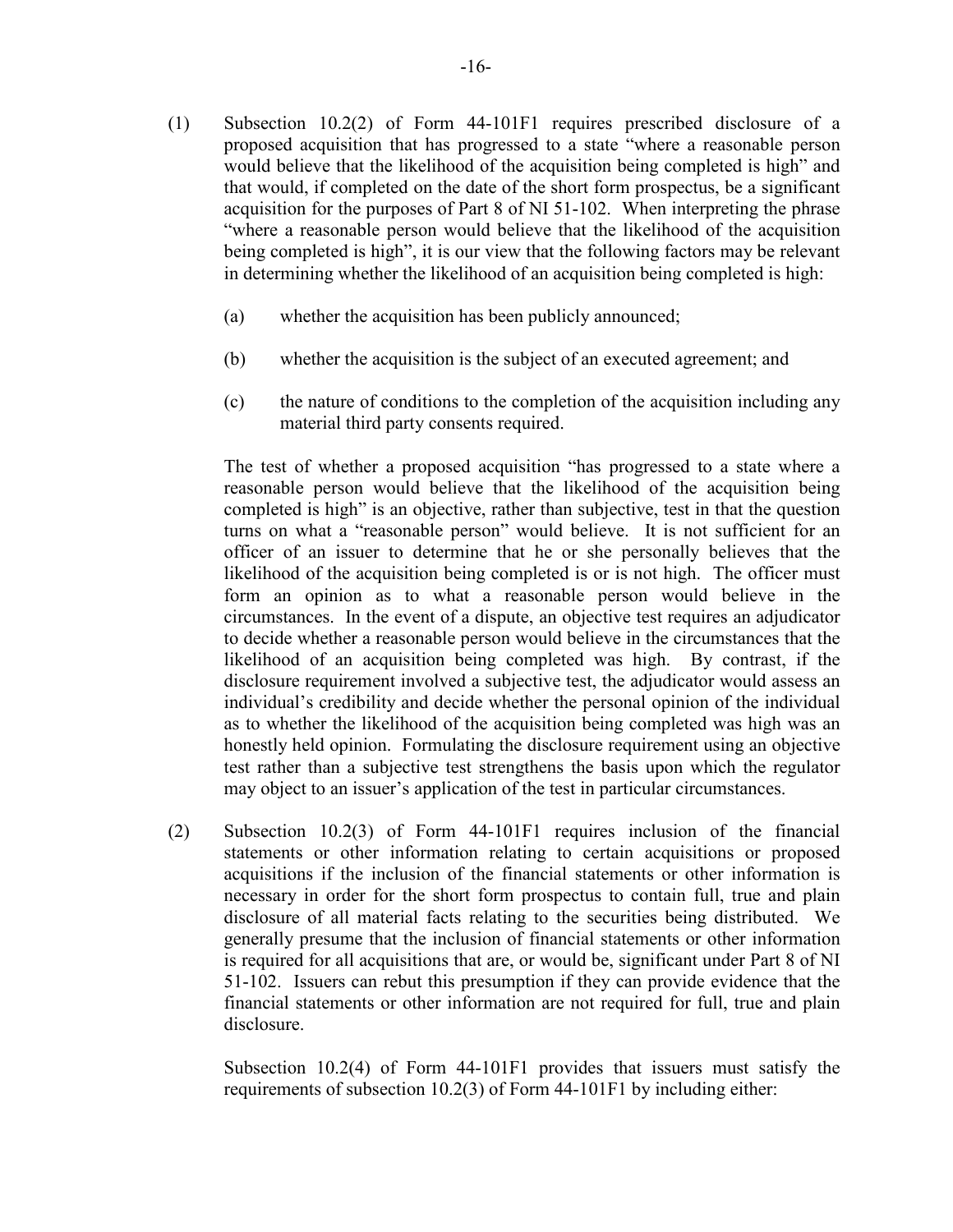(1) Subsection 10.2(2) of Form 44-101F1 requires prescribed disclosure of a proposed acquisition that has progressed to a state "where a reasonable person would believe that the likelihood of the acquisition being completed is high" and that would, if completed on the date of the short form prospectus, be a significant acquisition for the purposes of Part 8 of NI 51-102. When interpreting the phrase "where a reasonable person would believe that the likelihood of the acquisition being completed is high", it is our view that the following factors may be relevant in determining whether the likelihood of an acquisition being completed is high:

    (a) whether the acquisition has been publicly announced;

    (b) whether the acquisition is the subject of an executed agreement; and

    (c) the nature of conditions to the completion of the acquisition including any material third party consents required.

    The test of whether a proposed acquisition "has progressed to a state where a reasonable person would believe that the likelihood of the acquisition being completed is high" is an objective, rather than subjective, test in that the question turns on what a "reasonable person" would believe. It is not sufficient for an officer of an issuer to determine that he or she personally believes that the likelihood of the acquisition being completed is or is not high. The officer must form an opinion as to what a reasonable person would believe in the circumstances. In the event of a dispute, an objective test requires an adjudicator to decide whether a reasonable person would believe in the circumstances that the likelihood of an acquisition being completed was high. By contrast, if the disclosure requirement involved a subjective test, the adjudicator would assess an individual's credibility and decide whether the personal opinion of the individual as to whether the likelihood of the acquisition being completed was high was an honestly held opinion. Formulating the disclosure requirement using an objective test rather than a subjective test strengthens the basis upon which the regulator may object to an issuer's application of the test in particular circumstances.

(2) Subsection 10.2(3) of Form 44-101F1 requires inclusion of the financial statements or other information relating to certain acquisitions or proposed acquisitions if the inclusion of the financial statements or other information is necessary in order for the short form prospectus to contain full, true and plain disclosure of all material facts relating to the securities being distributed. We generally presume that the inclusion of financial statements or other information is required for all acquisitions that are, or would be, significant under Part 8 of NI 51-102. Issuers can rebut this presumption if they can provide evidence that the financial statements or other information are not required for full, true and plain disclosure.

    Subsection 10.2(4) of Form 44-101F1 provides that issuers must satisfy the requirements of subsection 10.2(3) of Form 44-101F1 by including either: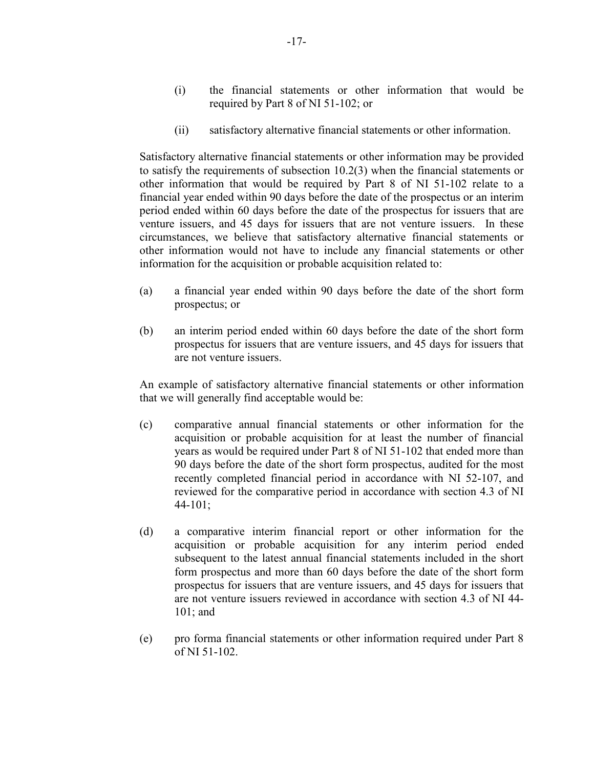(i) the financial statements or other information that would be required by Part 8 of NI 51-102; or

(ii) satisfactory alternative financial statements or other information.

Satisfactory alternative financial statements or other information may be provided to satisfy the requirements of subsection 10.2(3) when the financial statements or other information that would be required by Part 8 of NI 51-102 relate to a financial year ended within 90 days before the date of the prospectus or an interim period ended within 60 days before the date of the prospectus for issuers that are venture issuers, and 45 days for issuers that are not venture issuers. In these circumstances, we believe that satisfactory alternative financial statements or other information would not have to include any financial statements or other information for the acquisition or probable acquisition related to:

(a) a financial year ended within 90 days before the date of the short form prospectus; or

(b) an interim period ended within 60 days before the date of the short form prospectus for issuers that are venture issuers, and 45 days for issuers that are not venture issuers.

An example of satisfactory alternative financial statements or other information that we will generally find acceptable would be:

(c) comparative annual financial statements or other information for the acquisition or probable acquisition for at least the number of financial years as would be required under Part 8 of NI 51-102 that ended more than 90 days before the date of the short form prospectus, audited for the most recently completed financial period in accordance with NI 52-107, and reviewed for the comparative period in accordance with section 4.3 of NI 44-101;

(d) a comparative interim financial report or other information for the acquisition or probable acquisition for any interim period ended subsequent to the latest annual financial statements included in the short form prospectus and more than 60 days before the date of the short form prospectus for issuers that are venture issuers, and 45 days for issuers that are not venture issuers reviewed in accordance with section 4.3 of NI 44-101; and

(e) pro forma financial statements or other information required under Part 8 of NI 51-102.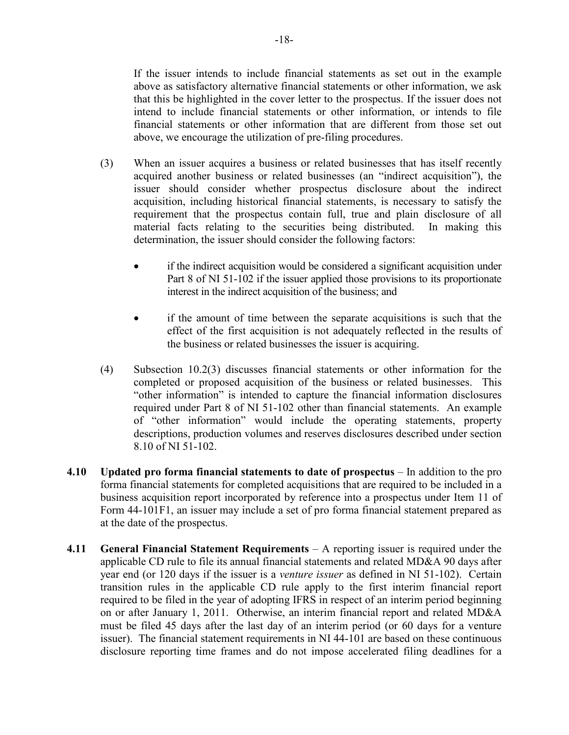If the issuer intends to include financial statements as set out in the example above as satisfactory alternative financial statements or other information, we ask that this be highlighted in the cover letter to the prospectus. If the issuer does not intend to include financial statements or other information, or intends to file financial statements or other information that are different from those set out above, we encourage the utilization of pre-filing procedures.

(3) When an issuer acquires a business or related businesses that has itself recently acquired another business or related businesses (an "indirect acquisition"), the issuer should consider whether prospectus disclosure about the indirect acquisition, including historical financial statements, is necessary to satisfy the requirement that the prospectus contain full, true and plain disclosure of all material facts relating to the securities being distributed. In making this determination, the issuer should consider the following factors:

- if the indirect acquisition would be considered a significant acquisition under Part 8 of NI 51-102 if the issuer applied those provisions to its proportionate interest in the indirect acquisition of the business; and

- if the amount of time between the separate acquisitions is such that the effect of the first acquisition is not adequately reflected in the results of the business or related businesses the issuer is acquiring.

(4) Subsection 10.2(3) discusses financial statements or other information for the completed or proposed acquisition of the business or related businesses. This "other information" is intended to capture the financial information disclosures required under Part 8 of NI 51-102 other than financial statements. An example of "other information" would include the operating statements, property descriptions, production volumes and reserves disclosures described under section 8.10 of NI 51-102.

**4.10 Updated pro forma financial statements to date of prospectus** – In addition to the pro forma financial statements for completed acquisitions that are required to be included in a business acquisition report incorporated by reference into a prospectus under Item 11 of Form 44-101F1, an issuer may include a set of pro forma financial statement prepared as at the date of the prospectus.

**4.11 General Financial Statement Requirements** – A reporting issuer is required under the applicable CD rule to file its annual financial statements and related MD&A 90 days after year end (or 120 days if the issuer is a *venture issuer* as defined in NI 51-102). Certain transition rules in the applicable CD rule apply to the first interim financial report required to be filed in the year of adopting IFRS in respect of an interim period beginning on or after January 1, 2011. Otherwise, an interim financial report and related MD&A must be filed 45 days after the last day of an interim period (or 60 days for a venture issuer). The financial statement requirements in NI 44-101 are based on these continuous disclosure reporting time frames and do not impose accelerated filing deadlines for a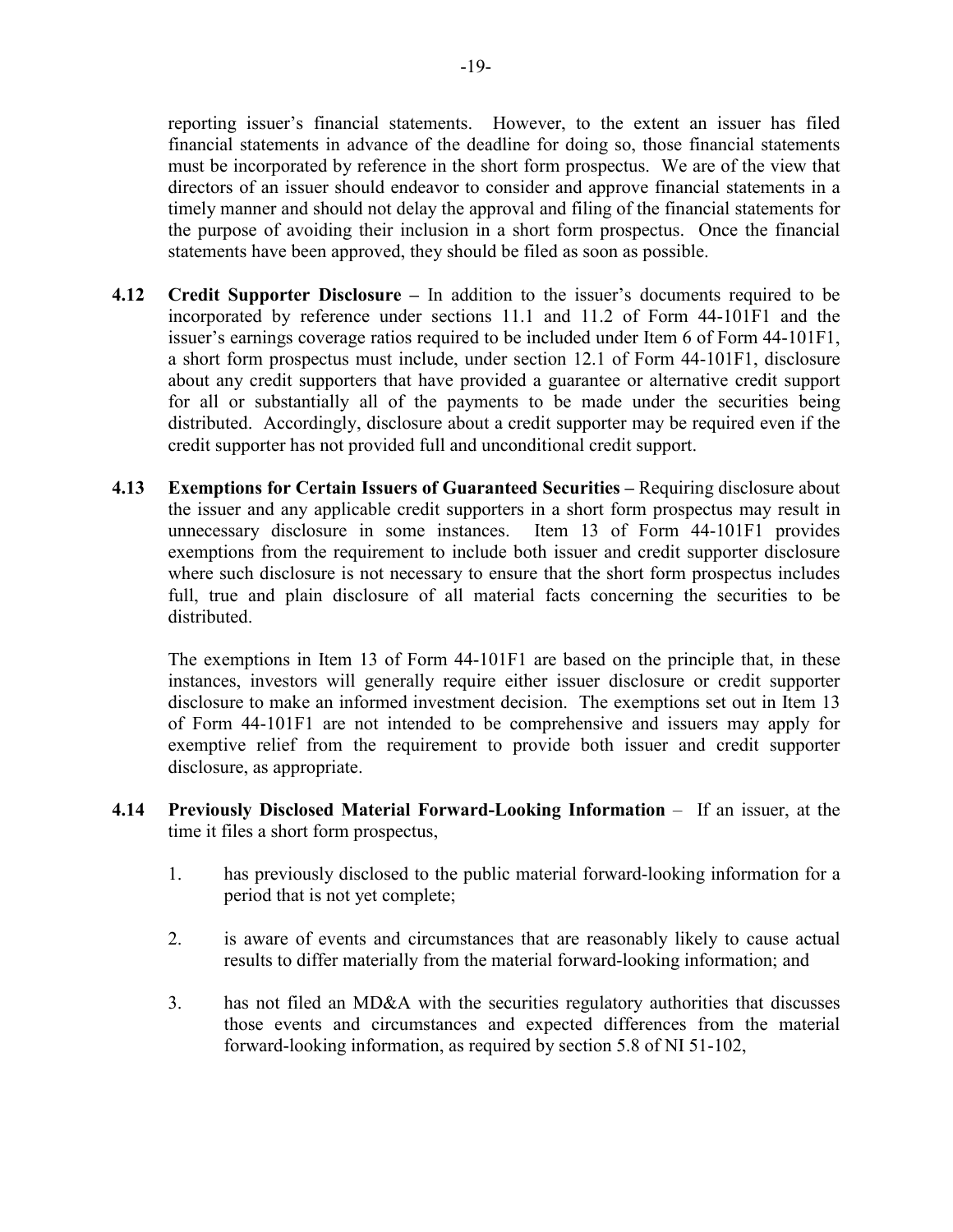reporting issuer's financial statements. However, to the extent an issuer has filed financial statements in advance of the deadline for doing so, those financial statements must be incorporated by reference in the short form prospectus. We are of the view that directors of an issuer should endeavor to consider and approve financial statements in a timely manner and should not delay the approval and filing of the financial statements for the purpose of avoiding their inclusion in a short form prospectus. Once the financial statements have been approved, they should be filed as soon as possible.

**4.12 Credit Supporter Disclosure –** In addition to the issuer's documents required to be incorporated by reference under sections 11.1 and 11.2 of Form 44-101F1 and the issuer's earnings coverage ratios required to be included under Item 6 of Form 44-101F1, a short form prospectus must include, under section 12.1 of Form 44-101F1, disclosure about any credit supporters that have provided a guarantee or alternative credit support for all or substantially all of the payments to be made under the securities being distributed. Accordingly, disclosure about a credit supporter may be required even if the credit supporter has not provided full and unconditional credit support.

**4.13 Exemptions for Certain Issuers of Guaranteed Securities –** Requiring disclosure about the issuer and any applicable credit supporters in a short form prospectus may result in unnecessary disclosure in some instances. Item 13 of Form 44-101F1 provides exemptions from the requirement to include both issuer and credit supporter disclosure where such disclosure is not necessary to ensure that the short form prospectus includes full, true and plain disclosure of all material facts concerning the securities to be distributed.

The exemptions in Item 13 of Form 44-101F1 are based on the principle that, in these instances, investors will generally require either issuer disclosure or credit supporter disclosure to make an informed investment decision. The exemptions set out in Item 13 of Form 44-101F1 are not intended to be comprehensive and issuers may apply for exemptive relief from the requirement to provide both issuer and credit supporter disclosure, as appropriate.

**4.14 Previously Disclosed Material Forward-Looking Information** – If an issuer, at the time it files a short form prospectus,

1. has previously disclosed to the public material forward-looking information for a period that is not yet complete;

2. is aware of events and circumstances that are reasonably likely to cause actual results to differ materially from the material forward-looking information; and

3. has not filed an MD&A with the securities regulatory authorities that discusses those events and circumstances and expected differences from the material forward-looking information, as required by section 5.8 of NI 51-102,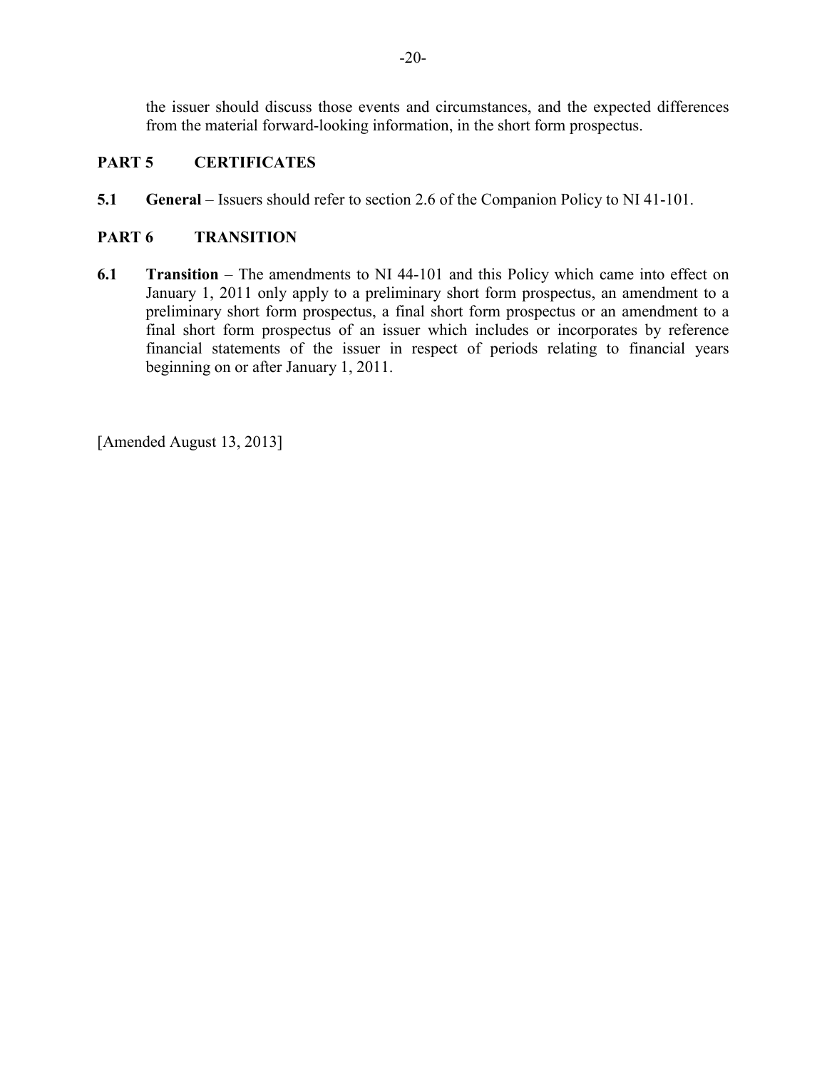the issuer should discuss those events and circumstances, and the expected differences from the material forward-looking information, in the short form prospectus.

## PART 5 CERTIFICATES

**5.1 General** – Issuers should refer to section 2.6 of the Companion Policy to NI 41-101.

## PART 6 TRANSITION

**6.1 Transition** – The amendments to NI 44-101 and this Policy which came into effect on January 1, 2011 only apply to a preliminary short form prospectus, an amendment to a preliminary short form prospectus, a final short form prospectus or an amendment to a final short form prospectus of an issuer which includes or incorporates by reference financial statements of the issuer in respect of periods relating to financial years beginning on or after January 1, 2011.

[Amended August 13, 2013]